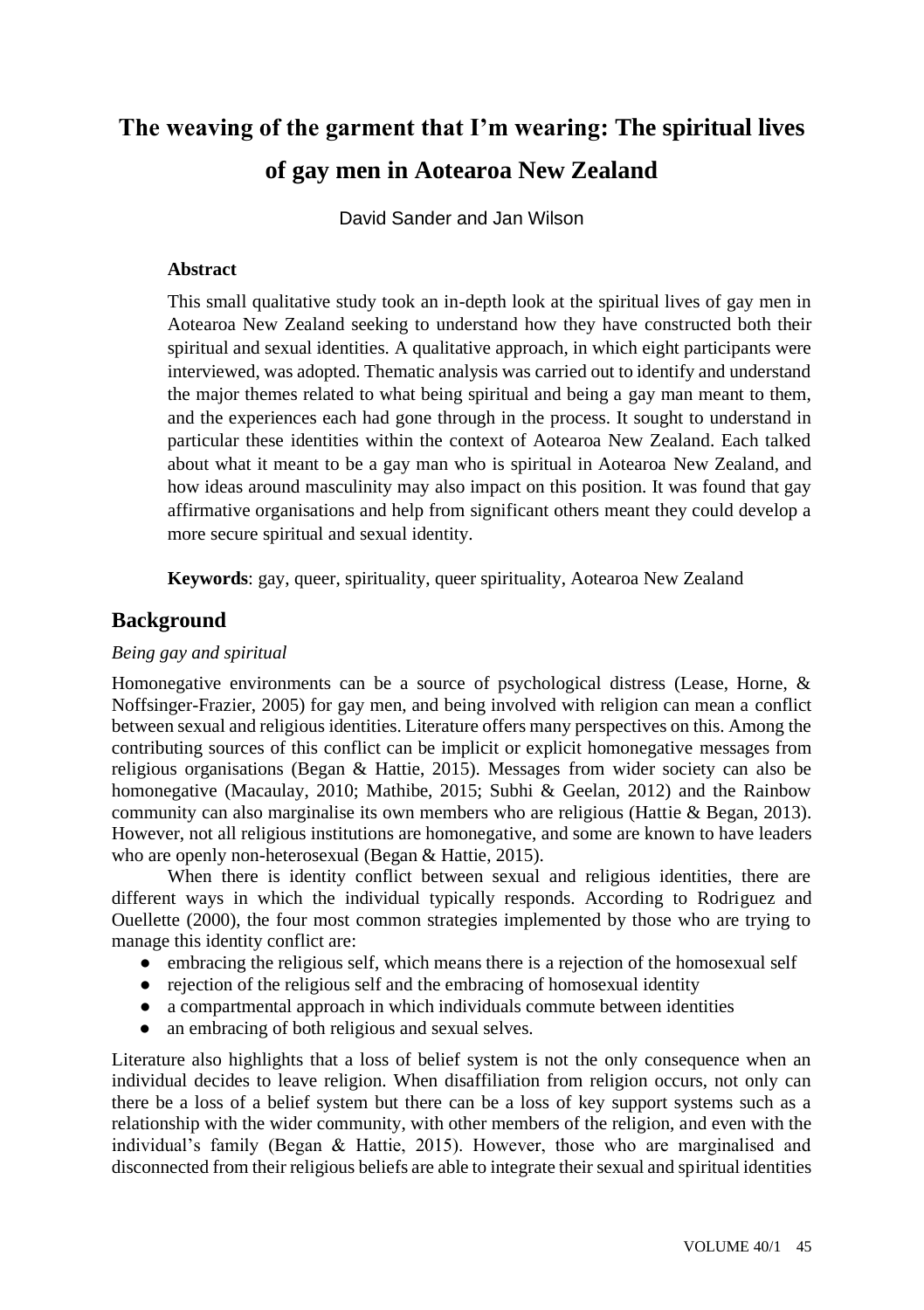# The weaving of the garment that I'm wearing: The spiritual lives of gay men in Aotearoa New Zealand

David Sander and Jan Wilson

**Abstract**

This small qualitative study took an in-depth look at the spiritual lives of gay men in Aotearoa New Zealand seeking to understand how they have constructed both their spiritual and sexual identities. A qualitative approach, in which eight participants were interviewed, was adopted. Thematic analysis was carried out to identify and understand the major themes related to what being spiritual and being a gay man meant to them, and the experiences each had gone through in the process. It sought to understand in particular these identities within the context of Aotearoa New Zealand. Each talked about what it meant to be a gay man who is spiritual in Aotearoa New Zealand, and how ideas around masculinity may also impact on this position. It was found that gay affirmative organisations and help from significant others meant they could develop a more secure spiritual and sexual identity.

**Keywords**: gay, queer, spirituality, queer spirituality, Aotearoa New Zealand

## Background

*Being gay and spiritual*

Homonegative environments can be a source of psychological distress (Lease, Horne, & Noffsinger-Frazier, 2005) for gay men, and being involved with religion can mean a conflict between sexual and religious identities. Literature offers many perspectives on this. Among the contributing sources of this conflict can be implicit or explicit homonegative messages from religious organisations (Began & Hattie, 2015). Messages from wider society can also be homonegative (Macaulay, 2010; Mathibe, 2015; Subhi & Geelan, 2012) and the Rainbow community can also marginalise its own members who are religious (Hattie & Began, 2013). However, not all religious institutions are homonegative, and some are known to have leaders who are openly non-heterosexual (Began & Hattie, 2015).

When there is identity conflict between sexual and religious identities, there are different ways in which the individual typically responds. According to Rodriguez and Ouellette (2000), the four most common strategies implemented by those who are trying to manage this identity conflict are:

- embracing the religious self, which means there is a rejection of the homosexual self
- rejection of the religious self and the embracing of homosexual identity
- a compartmental approach in which individuals commute between identities
- an embracing of both religious and sexual selves.

Literature also highlights that a loss of belief system is not the only consequence when an individual decides to leave religion. When disaffiliation from religion occurs, not only can there be a loss of a belief system but there can be a loss of key support systems such as a relationship with the wider community, with other members of the religion, and even with the individual's family (Began & Hattie, 2015). However, those who are marginalised and disconnected from their religious beliefs are able to integrate their sexual and spiritual identities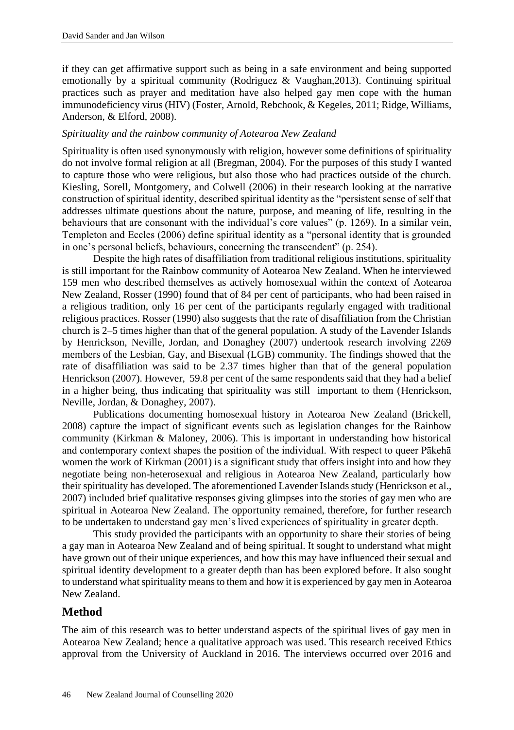if they can get affirmative support such as being in a safe environment and being supported emotionally by a spiritual community (Rodriguez & Vaughan,2013). Continuing spiritual practices such as prayer and meditation have also helped gay men cope with the human immunodeficiency virus (HIV) (Foster, Arnold, Rebchook, & Kegeles, 2011; Ridge, Williams, Anderson, & Elford, 2008).

### *Spirituality and the rainbow community of Aotearoa New Zealand*

Spirituality is often used synonymously with religion, however some definitions of spirituality do not involve formal religion at all (Bregman, 2004). For the purposes of this study I wanted to capture those who were religious, but also those who had practices outside of the church. Kiesling, Sorell, Montgomery, and Colwell (2006) in their research looking at the narrative construction of spiritual identity, described spiritual identity as the "persistent sense of self that addresses ultimate questions about the nature, purpose, and meaning of life, resulting in the behaviours that are consonant with the individual's core values" (p. 1269). In a similar vein, Templeton and Eccles (2006) define spiritual identity as a "personal identity that is grounded in one's personal beliefs, behaviours, concerning the transcendent" (p. 254).

Despite the high rates of disaffiliation from traditional religious institutions, spirituality is still important for the Rainbow community of Aotearoa New Zealand. When he interviewed 159 men who described themselves as actively homosexual within the context of Aotearoa New Zealand, Rosser (1990) found that of 84 per cent of participants, who had been raised in a religious tradition, only 16 per cent of the participants regularly engaged with traditional religious practices. Rosser (1990) also suggests that the rate of disaffiliation from the Christian church is 2–5 times higher than that of the general population. A study of the Lavender Islands by Henrickson, Neville, Jordan, and Donaghey (2007) undertook research involving 2269 members of the Lesbian, Gay, and Bisexual (LGB) community. The findings showed that the rate of disaffiliation was said to be 2.37 times higher than that of the general population Henrickson (2007). However, 59.8 per cent of the same respondents said that they had a belief in a higher being, thus indicating that spirituality was still important to them (Henrickson, Neville, Jordan, & Donaghey, 2007).

Publications documenting homosexual history in Aotearoa New Zealand (Brickell, 2008) capture the impact of significant events such as legislation changes for the Rainbow community (Kirkman & Maloney, 2006). This is important in understanding how historical and contemporary context shapes the position of the individual. With respect to queer Pākehā women the work of Kirkman (2001) is a significant study that offers insight into and how they negotiate being non-heterosexual and religious in Aotearoa New Zealand, particularly how their spirituality has developed. The aforementioned Lavender Islands study (Henrickson et al., 2007) included brief qualitative responses giving glimpses into the stories of gay men who are spiritual in Aotearoa New Zealand. The opportunity remained, therefore, for further research to be undertaken to understand gay men's lived experiences of spirituality in greater depth.

This study provided the participants with an opportunity to share their stories of being a gay man in Aotearoa New Zealand and of being spiritual. It sought to understand what might have grown out of their unique experiences, and how this may have influenced their sexual and spiritual identity development to a greater depth than has been explored before. It also sought to understand what spirituality means to them and how it is experienced by gay men in Aotearoa New Zealand.

## Method

The aim of this research was to better understand aspects of the spiritual lives of gay men in Aotearoa New Zealand; hence a qualitative approach was used. This research received Ethics approval from the University of Auckland in 2016. The interviews occurred over 2016 and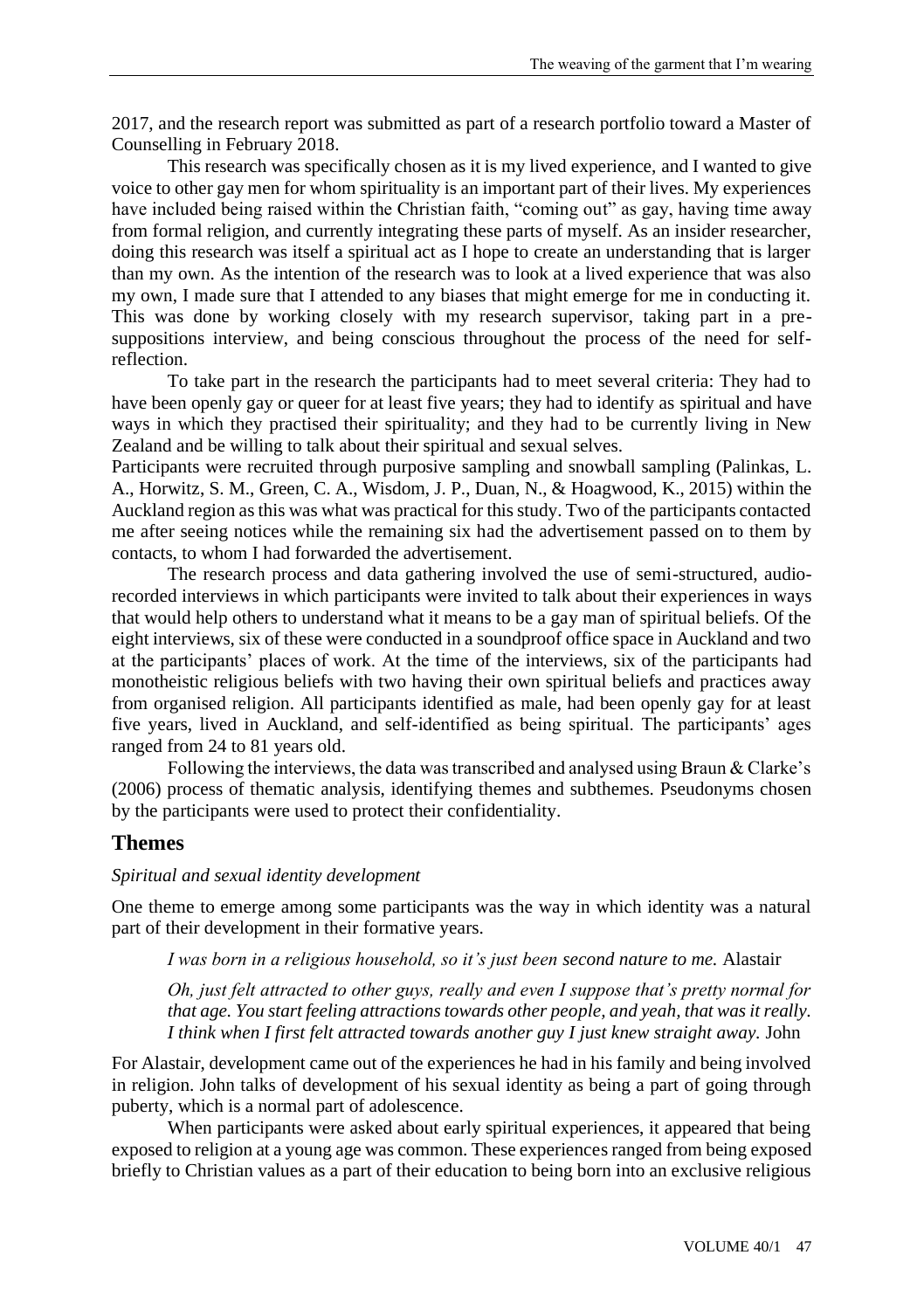2017, and the research report was submitted as part of a research portfolio toward a Master of Counselling in February 2018.

This research was specifically chosen as it is my lived experience, and I wanted to give voice to other gay men for whom spirituality is an important part of their lives. My experiences have included being raised within the Christian faith, "coming out" as gay, having time away from formal religion, and currently integrating these parts of myself. As an insider researcher, doing this research was itself a spiritual act as I hope to create an understanding that is larger than my own. As the intention of the research was to look at a lived experience that was also my own, I made sure that I attended to any biases that might emerge for me in conducting it. This was done by working closely with my research supervisor, taking part in a pre-suppositions interview, and being conscious throughout the process of the need for self-reflection.

To take part in the research the participants had to meet several criteria: They had to have been openly gay or queer for at least five years; they had to identify as spiritual and have ways in which they practised their spirituality; and they had to be currently living in New Zealand and be willing to talk about their spiritual and sexual selves.

Participants were recruited through purposive sampling and snowball sampling (Palinkas, L. A., Horwitz, S. M., Green, C. A., Wisdom, J. P., Duan, N., & Hoagwood, K., 2015) within the Auckland region as this was what was practical for this study. Two of the participants contacted me after seeing notices while the remaining six had the advertisement passed on to them by contacts, to whom I had forwarded the advertisement.

The research process and data gathering involved the use of semi-structured, audio-recorded interviews in which participants were invited to talk about their experiences in ways that would help others to understand what it means to be a gay man of spiritual beliefs. Of the eight interviews, six of these were conducted in a soundproof office space in Auckland and two at the participants' places of work. At the time of the interviews, six of the participants had monotheistic religious beliefs with two having their own spiritual beliefs and practices away from organised religion. All participants identified as male, had been openly gay for at least five years, lived in Auckland, and self-identified as being spiritual. The participants' ages ranged from 24 to 81 years old.

Following the interviews, the data was transcribed and analysed using Braun & Clarke's (2006) process of thematic analysis, identifying themes and subthemes. Pseudonyms chosen by the participants were used to protect their confidentiality.

## Themes

*Spiritual and sexual identity development*

One theme to emerge among some participants was the way in which identity was a natural part of their development in their formative years.

> *I was born in a religious household, so it's just been second nature to me.* Alastair

> *Oh, just felt attracted to other guys, really and even I suppose that's pretty normal for that age. You start feeling attractions towards other people, and yeah, that was it really. I think when I first felt attracted towards another guy I just knew straight away.* John

For Alastair, development came out of the experiences he had in his family and being involved in religion. John talks of development of his sexual identity as being a part of going through puberty, which is a normal part of adolescence.

When participants were asked about early spiritual experiences, it appeared that being exposed to religion at a young age was common. These experiences ranged from being exposed briefly to Christian values as a part of their education to being born into an exclusive religious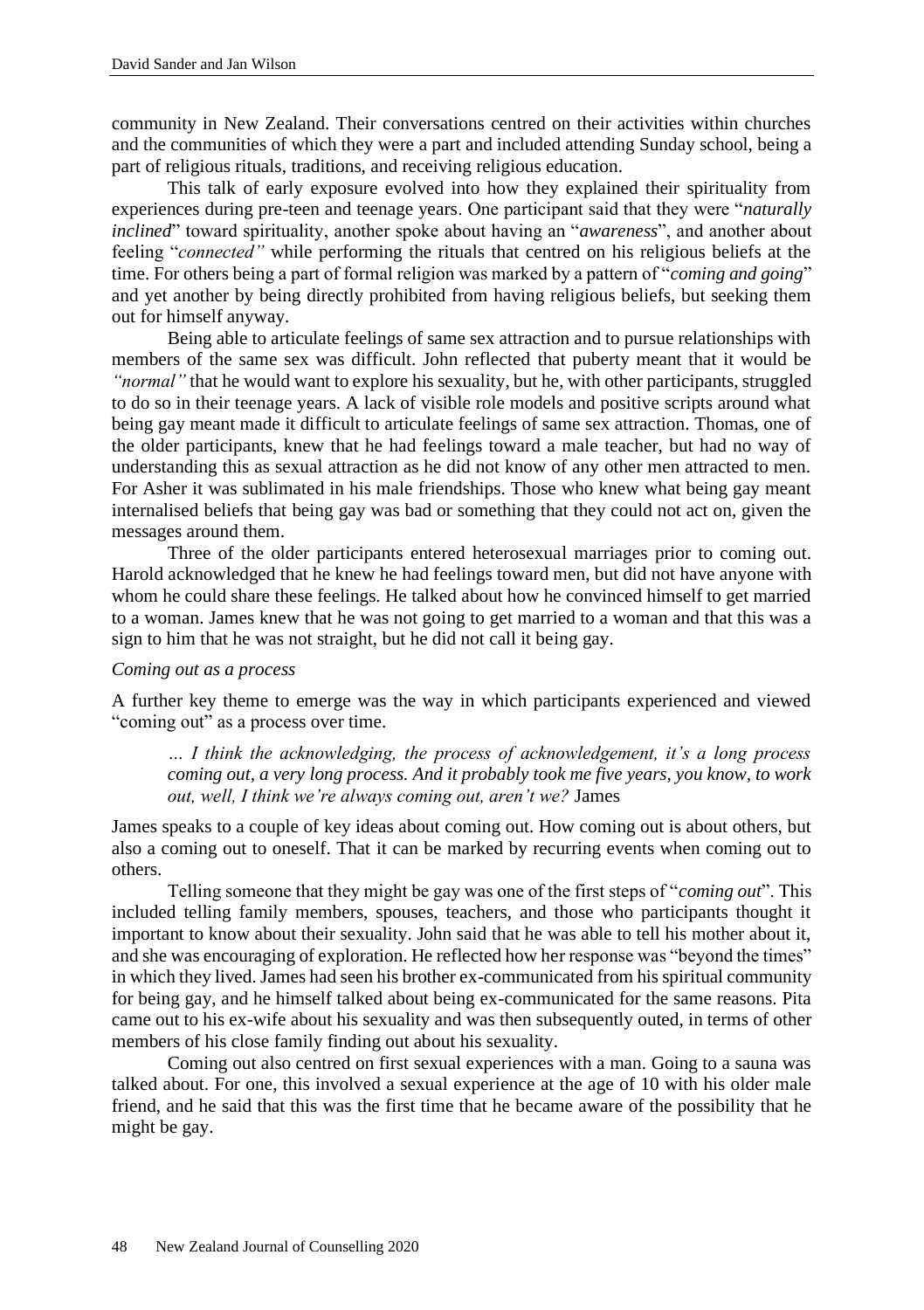community in New Zealand. Their conversations centred on their activities within churches and the communities of which they were a part and included attending Sunday school, being a part of religious rituals, traditions, and receiving religious education.

This talk of early exposure evolved into how they explained their spirituality from experiences during pre-teen and teenage years. One participant said that they were "*naturally inclined*" toward spirituality, another spoke about having an "*awareness*", and another about feeling "*connected"* while performing the rituals that centred on his religious beliefs at the time. For others being a part of formal religion was marked by a pattern of "*coming and going*" and yet another by being directly prohibited from having religious beliefs, but seeking them out for himself anyway.

Being able to articulate feelings of same sex attraction and to pursue relationships with members of the same sex was difficult. John reflected that puberty meant that it would be *"normal"* that he would want to explore his sexuality, but he, with other participants, struggled to do so in their teenage years. A lack of visible role models and positive scripts around what being gay meant made it difficult to articulate feelings of same sex attraction. Thomas, one of the older participants, knew that he had feelings toward a male teacher, but had no way of understanding this as sexual attraction as he did not know of any other men attracted to men. For Asher it was sublimated in his male friendships. Those who knew what being gay meant internalised beliefs that being gay was bad or something that they could not act on, given the messages around them.

Three of the older participants entered heterosexual marriages prior to coming out. Harold acknowledged that he knew he had feelings toward men, but did not have anyone with whom he could share these feelings. He talked about how he convinced himself to get married to a woman. James knew that he was not going to get married to a woman and that this was a sign to him that he was not straight, but he did not call it being gay.

*Coming out as a process*

A further key theme to emerge was the way in which participants experienced and viewed "coming out" as a process over time.

> *… I think the acknowledging, the process of acknowledgement, it's a long process coming out, a very long process. And it probably took me five years, you know, to work out, well, I think we're always coming out, aren't we?* James

James speaks to a couple of key ideas about coming out. How coming out is about others, but also a coming out to oneself. That it can be marked by recurring events when coming out to others.

Telling someone that they might be gay was one of the first steps of "*coming out*". This included telling family members, spouses, teachers, and those who participants thought it important to know about their sexuality. John said that he was able to tell his mother about it, and she was encouraging of exploration. He reflected how her response was "beyond the times" in which they lived. James had seen his brother ex-communicated from his spiritual community for being gay, and he himself talked about being ex-communicated for the same reasons. Pita came out to his ex-wife about his sexuality and was then subsequently outed, in terms of other members of his close family finding out about his sexuality.

Coming out also centred on first sexual experiences with a man. Going to a sauna was talked about. For one, this involved a sexual experience at the age of 10 with his older male friend, and he said that this was the first time that he became aware of the possibility that he might be gay.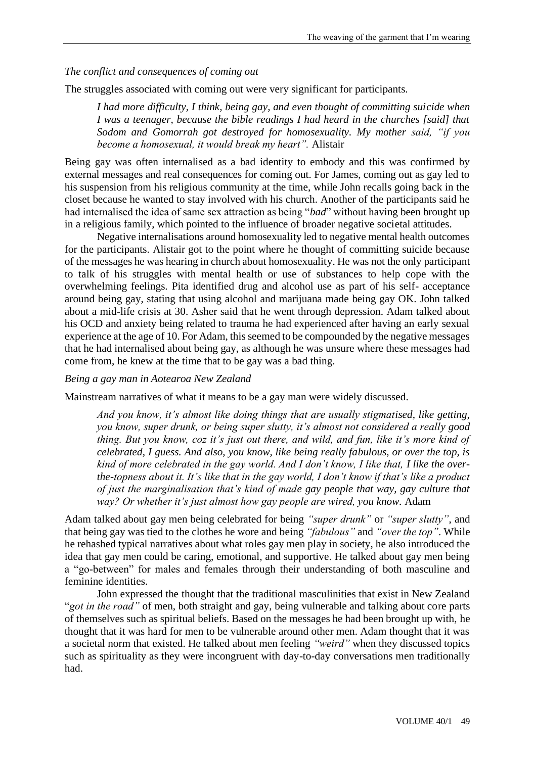*The conflict and consequences of coming out*

The struggles associated with coming out were very significant for participants.

> *I had more difficulty, I think, being gay, and even thought of committing suicide when I was a teenager, because the bible readings I had heard in the churches [said] that Sodom and Gomorrah got destroyed for homosexuality. My mother said, "if you become a homosexual, it would break my heart".* Alistair

Being gay was often internalised as a bad identity to embody and this was confirmed by external messages and real consequences for coming out. For James, coming out as gay led to his suspension from his religious community at the time, while John recalls going back in the closet because he wanted to stay involved with his church. Another of the participants said he had internalised the idea of same sex attraction as being "*bad*" without having been brought up in a religious family, which pointed to the influence of broader negative societal attitudes.

Negative internalisations around homosexuality led to negative mental health outcomes for the participants. Alistair got to the point where he thought of committing suicide because of the messages he was hearing in church about homosexuality. He was not the only participant to talk of his struggles with mental health or use of substances to help cope with the overwhelming feelings. Pita identified drug and alcohol use as part of his self- acceptance around being gay, stating that using alcohol and marijuana made being gay OK. John talked about a mid-life crisis at 30. Asher said that he went through depression. Adam talked about his OCD and anxiety being related to trauma he had experienced after having an early sexual experience at the age of 10. For Adam, this seemed to be compounded by the negative messages that he had internalised about being gay, as although he was unsure where these messages had come from, he knew at the time that to be gay was a bad thing.

*Being a gay man in Aotearoa New Zealand*

Mainstream narratives of what it means to be a gay man were widely discussed.

> *And you know, it's almost like doing things that are usually stigmatised, like getting, you know, super drunk, or being super slutty, it's almost not considered a really good thing. But you know, coz it's just out there, and wild, and fun, like it's more kind of celebrated, I guess. And also, you know, like being really fabulous, or over the top, is kind of more celebrated in the gay world. And I don't know, I like that, I like the over-the-topness about it. It's like that in the gay world, I don't know if that's like a product of just the marginalisation that's kind of made gay people that way, gay culture that way? Or whether it's just almost how gay people are wired, you know.* Adam

Adam talked about gay men being celebrated for being *"super drunk"* or *"super slutty"*, and that being gay was tied to the clothes he wore and being *"fabulous"* and *"over the top"*. While he rehashed typical narratives about what roles gay men play in society, he also introduced the idea that gay men could be caring, emotional, and supportive. He talked about gay men being a "go-between" for males and females through their understanding of both masculine and feminine identities.

John expressed the thought that the traditional masculinities that exist in New Zealand "*got in the road"* of men, both straight and gay, being vulnerable and talking about core parts of themselves such as spiritual beliefs. Based on the messages he had been brought up with, he thought that it was hard for men to be vulnerable around other men. Adam thought that it was a societal norm that existed. He talked about men feeling *"weird"* when they discussed topics such as spirituality as they were incongruent with day-to-day conversations men traditionally had.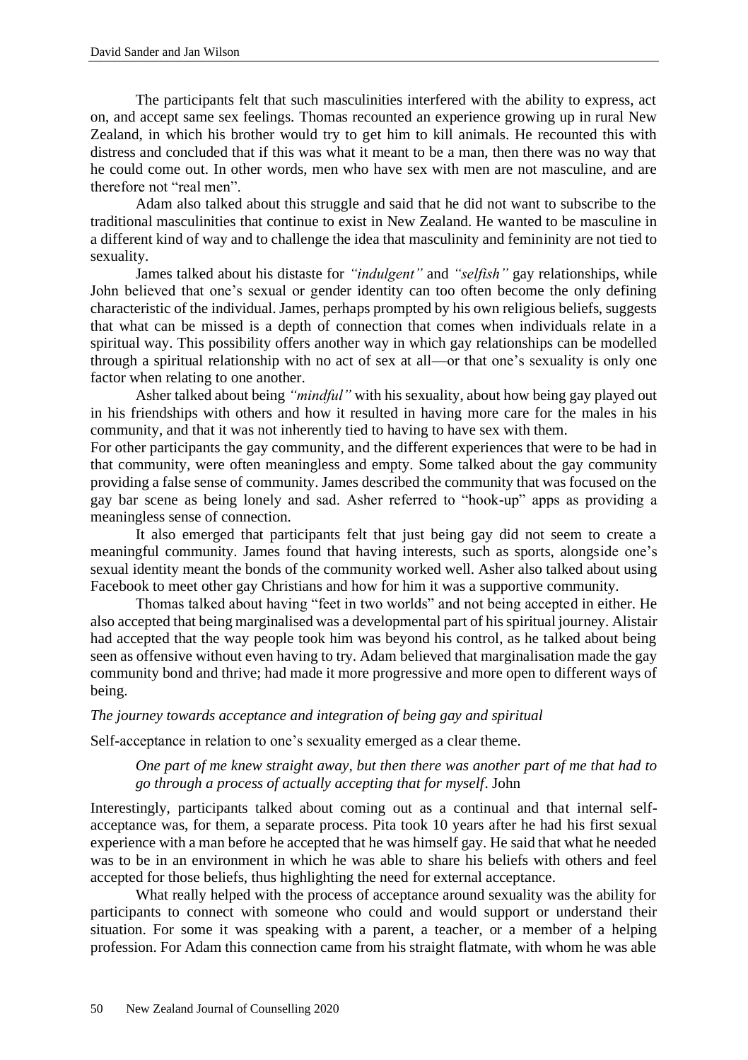The participants felt that such masculinities interfered with the ability to express, act on, and accept same sex feelings. Thomas recounted an experience growing up in rural New Zealand, in which his brother would try to get him to kill animals. He recounted this with distress and concluded that if this was what it meant to be a man, then there was no way that he could come out. In other words, men who have sex with men are not masculine, and are therefore not "real men".

Adam also talked about this struggle and said that he did not want to subscribe to the traditional masculinities that continue to exist in New Zealand. He wanted to be masculine in a different kind of way and to challenge the idea that masculinity and femininity are not tied to sexuality.

James talked about his distaste for *"indulgent"* and *"selfish"* gay relationships, while John believed that one's sexual or gender identity can too often become the only defining characteristic of the individual. James, perhaps prompted by his own religious beliefs, suggests that what can be missed is a depth of connection that comes when individuals relate in a spiritual way. This possibility offers another way in which gay relationships can be modelled through a spiritual relationship with no act of sex at all—or that one's sexuality is only one factor when relating to one another.

Asher talked about being *"mindful"* with his sexuality, about how being gay played out in his friendships with others and how it resulted in having more care for the males in his community, and that it was not inherently tied to having to have sex with them.

For other participants the gay community, and the different experiences that were to be had in that community, were often meaningless and empty. Some talked about the gay community providing a false sense of community. James described the community that was focused on the gay bar scene as being lonely and sad. Asher referred to "hook-up" apps as providing a meaningless sense of connection.

It also emerged that participants felt that just being gay did not seem to create a meaningful community. James found that having interests, such as sports, alongside one's sexual identity meant the bonds of the community worked well. Asher also talked about using Facebook to meet other gay Christians and how for him it was a supportive community.

Thomas talked about having "feet in two worlds" and not being accepted in either. He also accepted that being marginalised was a developmental part of his spiritual journey. Alistair had accepted that the way people took him was beyond his control, as he talked about being seen as offensive without even having to try. Adam believed that marginalisation made the gay community bond and thrive; had made it more progressive and more open to different ways of being.

*The journey towards acceptance and integration of being gay and spiritual*

Self-acceptance in relation to one's sexuality emerged as a clear theme.

> *One part of me knew straight away, but then there was another part of me that had to go through a process of actually accepting that for myself*. John

Interestingly, participants talked about coming out as a continual and that internal self-acceptance was, for them, a separate process. Pita took 10 years after he had his first sexual experience with a man before he accepted that he was himself gay. He said that what he needed was to be in an environment in which he was able to share his beliefs with others and feel accepted for those beliefs, thus highlighting the need for external acceptance.

What really helped with the process of acceptance around sexuality was the ability for participants to connect with someone who could and would support or understand their situation. For some it was speaking with a parent, a teacher, or a member of a helping profession. For Adam this connection came from his straight flatmate, with whom he was able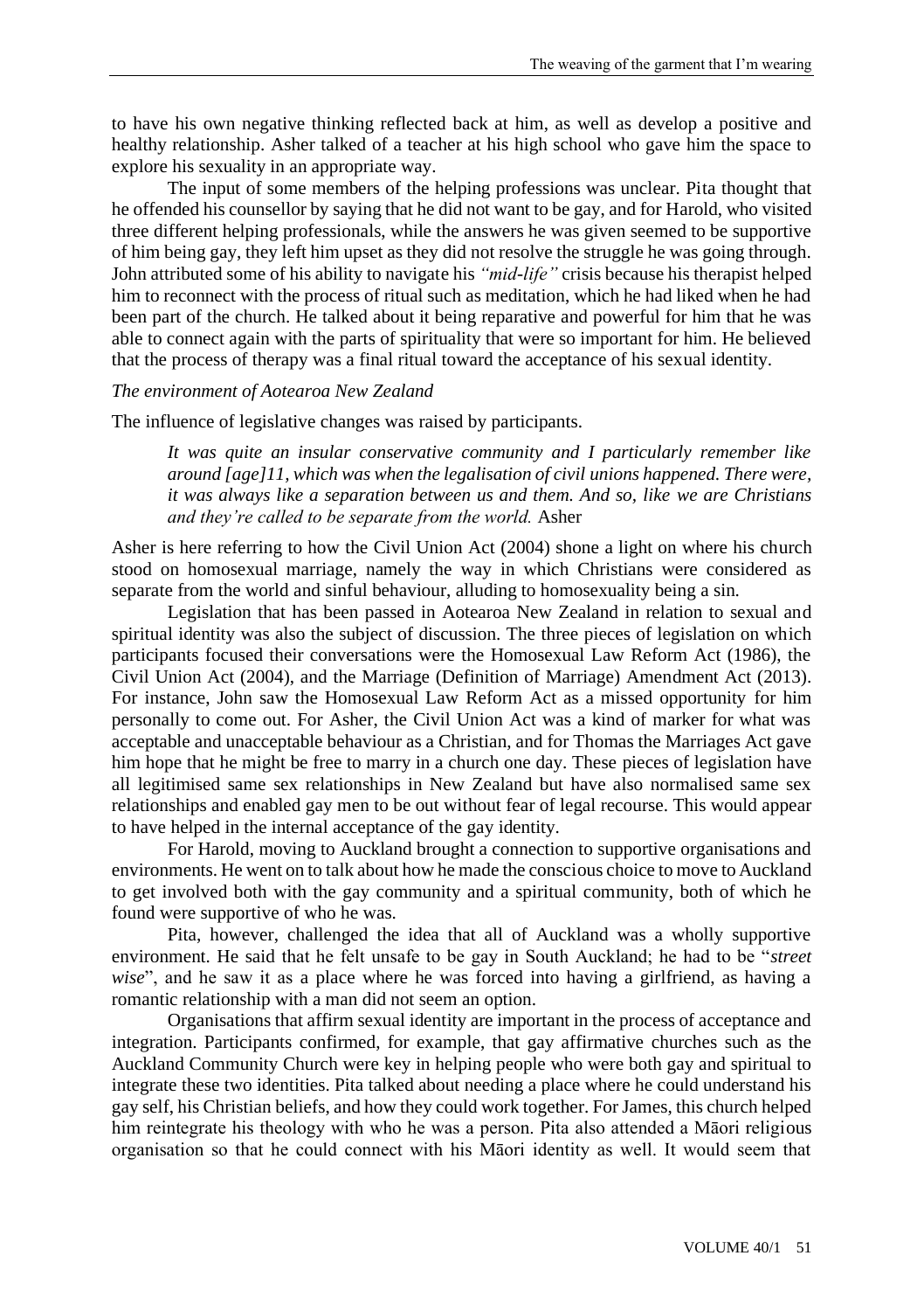to have his own negative thinking reflected back at him, as well as develop a positive and healthy relationship. Asher talked of a teacher at his high school who gave him the space to explore his sexuality in an appropriate way.

The input of some members of the helping professions was unclear. Pita thought that he offended his counsellor by saying that he did not want to be gay, and for Harold, who visited three different helping professionals, while the answers he was given seemed to be supportive of him being gay, they left him upset as they did not resolve the struggle he was going through. John attributed some of his ability to navigate his *"mid-life"* crisis because his therapist helped him to reconnect with the process of ritual such as meditation, which he had liked when he had been part of the church. He talked about it being reparative and powerful for him that he was able to connect again with the parts of spirituality that were so important for him. He believed that the process of therapy was a final ritual toward the acceptance of his sexual identity.

*The environment of Aotearoa New Zealand*

The influence of legislative changes was raised by participants.

> *It was quite an insular conservative community and I particularly remember like around [age]11, which was when the legalisation of civil unions happened. There were, it was always like a separation between us and them. And so, like we are Christians and they're called to be separate from the world.* Asher

Asher is here referring to how the Civil Union Act (2004) shone a light on where his church stood on homosexual marriage, namely the way in which Christians were considered as separate from the world and sinful behaviour, alluding to homosexuality being a sin.

Legislation that has been passed in Aotearoa New Zealand in relation to sexual and spiritual identity was also the subject of discussion. The three pieces of legislation on which participants focused their conversations were the Homosexual Law Reform Act (1986), the Civil Union Act (2004), and the Marriage (Definition of Marriage) Amendment Act (2013). For instance, John saw the Homosexual Law Reform Act as a missed opportunity for him personally to come out. For Asher, the Civil Union Act was a kind of marker for what was acceptable and unacceptable behaviour as a Christian, and for Thomas the Marriages Act gave him hope that he might be free to marry in a church one day. These pieces of legislation have all legitimised same sex relationships in New Zealand but have also normalised same sex relationships and enabled gay men to be out without fear of legal recourse. This would appear to have helped in the internal acceptance of the gay identity.

For Harold, moving to Auckland brought a connection to supportive organisations and environments. He went on to talk about how he made the conscious choice to move to Auckland to get involved both with the gay community and a spiritual community, both of which he found were supportive of who he was.

Pita, however, challenged the idea that all of Auckland was a wholly supportive environment. He said that he felt unsafe to be gay in South Auckland; he had to be "*street wise*", and he saw it as a place where he was forced into having a girlfriend, as having a romantic relationship with a man did not seem an option.

Organisations that affirm sexual identity are important in the process of acceptance and integration. Participants confirmed, for example, that gay affirmative churches such as the Auckland Community Church were key in helping people who were both gay and spiritual to integrate these two identities. Pita talked about needing a place where he could understand his gay self, his Christian beliefs, and how they could work together. For James, this church helped him reintegrate his theology with who he was as a person. Pita also attended a Māori religious organisation so that he could connect with his Māori identity as well. It would seem that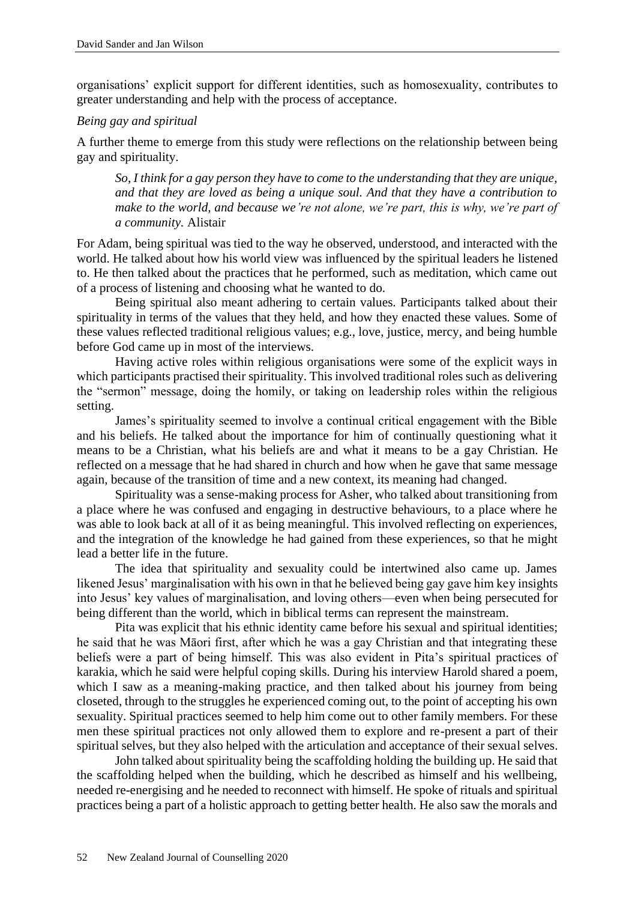organisations' explicit support for different identities, such as homosexuality, contributes to greater understanding and help with the process of acceptance.

*Being gay and spiritual*

A further theme to emerge from this study were reflections on the relationship between being gay and spirituality.

> *So, I think for a gay person they have to come to the understanding that they are unique, and that they are loved as being a unique soul. And that they have a contribution to make to the world, and because we're not alone, we're part, this is why, we're part of a community.* Alistair

For Adam, being spiritual was tied to the way he observed, understood, and interacted with the world. He talked about how his world view was influenced by the spiritual leaders he listened to. He then talked about the practices that he performed, such as meditation, which came out of a process of listening and choosing what he wanted to do.

Being spiritual also meant adhering to certain values. Participants talked about their spirituality in terms of the values that they held, and how they enacted these values. Some of these values reflected traditional religious values; e.g., love, justice, mercy, and being humble before God came up in most of the interviews.

Having active roles within religious organisations were some of the explicit ways in which participants practised their spirituality. This involved traditional roles such as delivering the "sermon" message, doing the homily, or taking on leadership roles within the religious setting.

James's spirituality seemed to involve a continual critical engagement with the Bible and his beliefs. He talked about the importance for him of continually questioning what it means to be a Christian, what his beliefs are and what it means to be a gay Christian. He reflected on a message that he had shared in church and how when he gave that same message again, because of the transition of time and a new context, its meaning had changed.

Spirituality was a sense-making process for Asher, who talked about transitioning from a place where he was confused and engaging in destructive behaviours, to a place where he was able to look back at all of it as being meaningful. This involved reflecting on experiences, and the integration of the knowledge he had gained from these experiences, so that he might lead a better life in the future.

The idea that spirituality and sexuality could be intertwined also came up. James likened Jesus' marginalisation with his own in that he believed being gay gave him key insights into Jesus' key values of marginalisation, and loving others—even when being persecuted for being different than the world, which in biblical terms can represent the mainstream.

Pita was explicit that his ethnic identity came before his sexual and spiritual identities; he said that he was Māori first, after which he was a gay Christian and that integrating these beliefs were a part of being himself. This was also evident in Pita's spiritual practices of karakia, which he said were helpful coping skills. During his interview Harold shared a poem, which I saw as a meaning-making practice, and then talked about his journey from being closeted, through to the struggles he experienced coming out, to the point of accepting his own sexuality. Spiritual practices seemed to help him come out to other family members. For these men these spiritual practices not only allowed them to explore and re-present a part of their spiritual selves, but they also helped with the articulation and acceptance of their sexual selves.

John talked about spirituality being the scaffolding holding the building up. He said that the scaffolding helped when the building, which he described as himself and his wellbeing, needed re-energising and he needed to reconnect with himself. He spoke of rituals and spiritual practices being a part of a holistic approach to getting better health. He also saw the morals and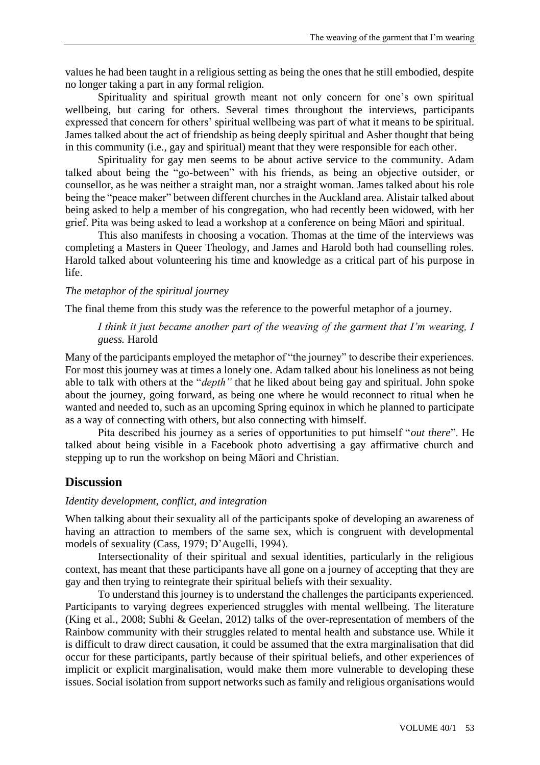values he had been taught in a religious setting as being the ones that he still embodied, despite no longer taking a part in any formal religion.

Spirituality and spiritual growth meant not only concern for one's own spiritual wellbeing, but caring for others. Several times throughout the interviews, participants expressed that concern for others' spiritual wellbeing was part of what it means to be spiritual. James talked about the act of friendship as being deeply spiritual and Asher thought that being in this community (i.e., gay and spiritual) meant that they were responsible for each other.

Spirituality for gay men seems to be about active service to the community. Adam talked about being the "go-between" with his friends, as being an objective outsider, or counsellor, as he was neither a straight man, nor a straight woman. James talked about his role being the "peace maker" between different churches in the Auckland area. Alistair talked about being asked to help a member of his congregation, who had recently been widowed, with her grief. Pita was being asked to lead a workshop at a conference on being Māori and spiritual.

This also manifests in choosing a vocation. Thomas at the time of the interviews was completing a Masters in Queer Theology, and James and Harold both had counselling roles. Harold talked about volunteering his time and knowledge as a critical part of his purpose in life.

*The metaphor of the spiritual journey*

The final theme from this study was the reference to the powerful metaphor of a journey.

> *I think it just became another part of the weaving of the garment that I'm wearing, I guess.* Harold

Many of the participants employed the metaphor of "the journey" to describe their experiences. For most this journey was at times a lonely one. Adam talked about his loneliness as not being able to talk with others at the "*depth"* that he liked about being gay and spiritual. John spoke about the journey, going forward, as being one where he would reconnect to ritual when he wanted and needed to, such as an upcoming Spring equinox in which he planned to participate as a way of connecting with others, but also connecting with himself.

Pita described his journey as a series of opportunities to put himself "*out there*". He talked about being visible in a Facebook photo advertising a gay affirmative church and stepping up to run the workshop on being Māori and Christian.

## Discussion

*Identity development, conflict, and integration*

When talking about their sexuality all of the participants spoke of developing an awareness of having an attraction to members of the same sex, which is congruent with developmental models of sexuality (Cass, 1979; D'Augelli, 1994).

Intersectionality of their spiritual and sexual identities, particularly in the religious context, has meant that these participants have all gone on a journey of accepting that they are gay and then trying to reintegrate their spiritual beliefs with their sexuality.

To understand this journey is to understand the challenges the participants experienced. Participants to varying degrees experienced struggles with mental wellbeing. The literature (King et al., 2008; Subhi & Geelan, 2012) talks of the over-representation of members of the Rainbow community with their struggles related to mental health and substance use. While it is difficult to draw direct causation, it could be assumed that the extra marginalisation that did occur for these participants, partly because of their spiritual beliefs, and other experiences of implicit or explicit marginalisation, would make them more vulnerable to developing these issues. Social isolation from support networks such as family and religious organisations would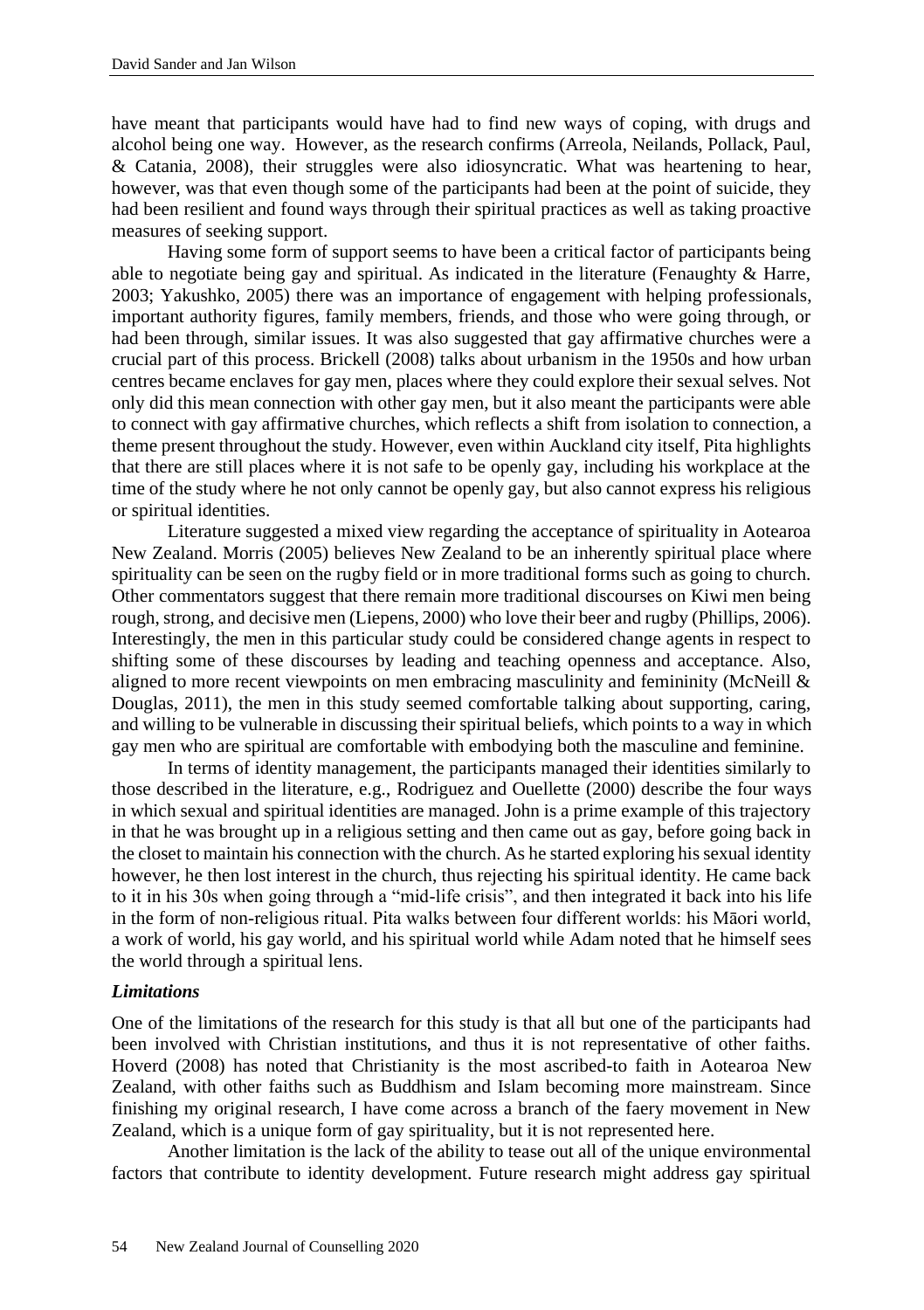have meant that participants would have had to find new ways of coping, with drugs and alcohol being one way. However, as the research confirms (Arreola, Neilands, Pollack, Paul, & Catania, 2008), their struggles were also idiosyncratic. What was heartening to hear, however, was that even though some of the participants had been at the point of suicide, they had been resilient and found ways through their spiritual practices as well as taking proactive measures of seeking support.

Having some form of support seems to have been a critical factor of participants being able to negotiate being gay and spiritual. As indicated in the literature (Fenaughty & Harre, 2003; Yakushko, 2005) there was an importance of engagement with helping professionals, important authority figures, family members, friends, and those who were going through, or had been through, similar issues. It was also suggested that gay affirmative churches were a crucial part of this process. Brickell (2008) talks about urbanism in the 1950s and how urban centres became enclaves for gay men, places where they could explore their sexual selves. Not only did this mean connection with other gay men, but it also meant the participants were able to connect with gay affirmative churches, which reflects a shift from isolation to connection, a theme present throughout the study. However, even within Auckland city itself, Pita highlights that there are still places where it is not safe to be openly gay, including his workplace at the time of the study where he not only cannot be openly gay, but also cannot express his religious or spiritual identities.

Literature suggested a mixed view regarding the acceptance of spirituality in Aotearoa New Zealand. Morris (2005) believes New Zealand to be an inherently spiritual place where spirituality can be seen on the rugby field or in more traditional forms such as going to church. Other commentators suggest that there remain more traditional discourses on Kiwi men being rough, strong, and decisive men (Liepens, 2000) who love their beer and rugby (Phillips, 2006). Interestingly, the men in this particular study could be considered change agents in respect to shifting some of these discourses by leading and teaching openness and acceptance. Also, aligned to more recent viewpoints on men embracing masculinity and femininity (McNeill & Douglas, 2011), the men in this study seemed comfortable talking about supporting, caring, and willing to be vulnerable in discussing their spiritual beliefs, which points to a way in which gay men who are spiritual are comfortable with embodying both the masculine and feminine.

In terms of identity management, the participants managed their identities similarly to those described in the literature, e.g., Rodriguez and Ouellette (2000) describe the four ways in which sexual and spiritual identities are managed. John is a prime example of this trajectory in that he was brought up in a religious setting and then came out as gay, before going back in the closet to maintain his connection with the church. As he started exploring his sexual identity however, he then lost interest in the church, thus rejecting his spiritual identity. He came back to it in his 30s when going through a "mid-life crisis", and then integrated it back into his life in the form of non-religious ritual. Pita walks between four different worlds: his Māori world, a work of world, his gay world, and his spiritual world while Adam noted that he himself sees the world through a spiritual lens.

### *Limitations*

One of the limitations of the research for this study is that all but one of the participants had been involved with Christian institutions, and thus it is not representative of other faiths. Hoverd (2008) has noted that Christianity is the most ascribed-to faith in Aotearoa New Zealand, with other faiths such as Buddhism and Islam becoming more mainstream. Since finishing my original research, I have come across a branch of the faery movement in New Zealand, which is a unique form of gay spirituality, but it is not represented here.

Another limitation is the lack of the ability to tease out all of the unique environmental factors that contribute to identity development. Future research might address gay spiritual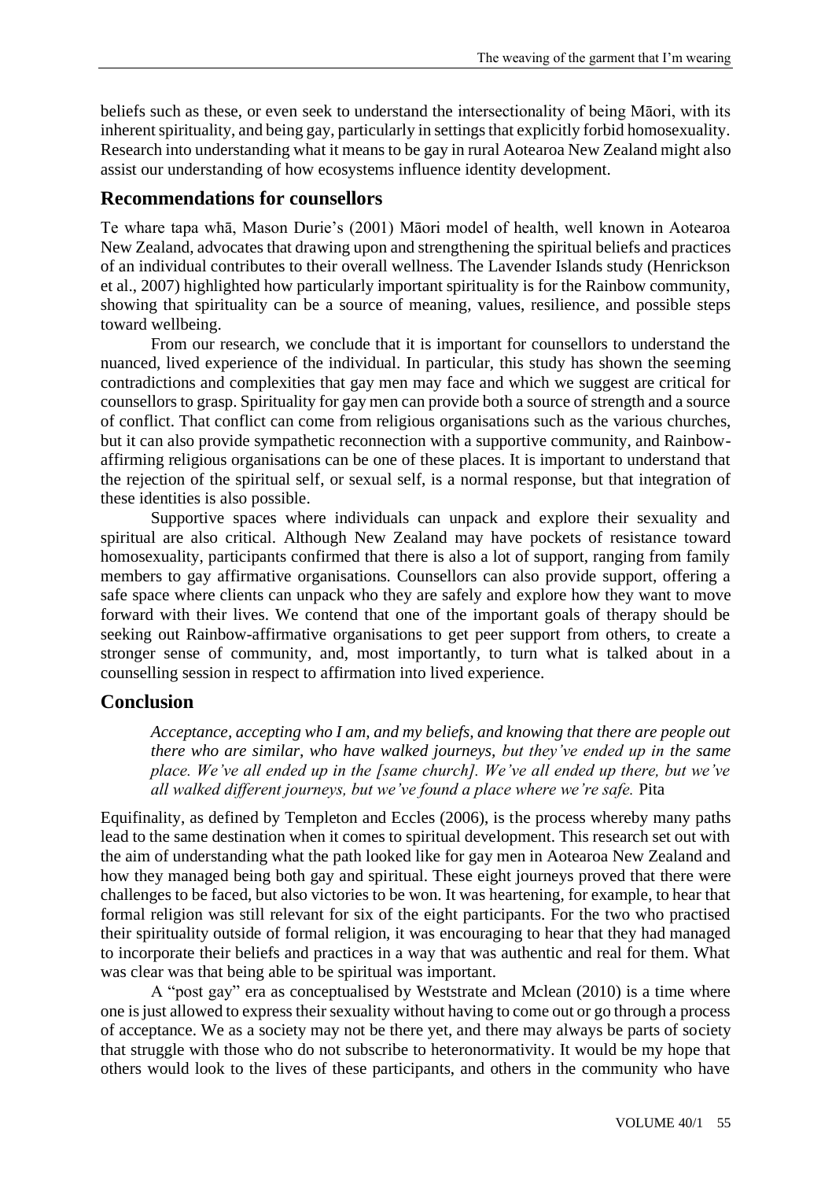beliefs such as these, or even seek to understand the intersectionality of being Māori, with its inherent spirituality, and being gay, particularly in settings that explicitly forbid homosexuality. Research into understanding what it means to be gay in rural Aotearoa New Zealand might also assist our understanding of how ecosystems influence identity development.

## Recommendations for counsellors

Te whare tapa whā, Mason Durie's (2001) Māori model of health, well known in Aotearoa New Zealand, advocates that drawing upon and strengthening the spiritual beliefs and practices of an individual contributes to their overall wellness. The Lavender Islands study (Henrickson et al., 2007) highlighted how particularly important spirituality is for the Rainbow community, showing that spirituality can be a source of meaning, values, resilience, and possible steps toward wellbeing.

From our research, we conclude that it is important for counsellors to understand the nuanced, lived experience of the individual. In particular, this study has shown the seeming contradictions and complexities that gay men may face and which we suggest are critical for counsellors to grasp. Spirituality for gay men can provide both a source of strength and a source of conflict. That conflict can come from religious organisations such as the various churches, but it can also provide sympathetic reconnection with a supportive community, and Rainbow-affirming religious organisations can be one of these places. It is important to understand that the rejection of the spiritual self, or sexual self, is a normal response, but that integration of these identities is also possible.

Supportive spaces where individuals can unpack and explore their sexuality and spiritual are also critical. Although New Zealand may have pockets of resistance toward homosexuality, participants confirmed that there is also a lot of support, ranging from family members to gay affirmative organisations. Counsellors can also provide support, offering a safe space where clients can unpack who they are safely and explore how they want to move forward with their lives. We contend that one of the important goals of therapy should be seeking out Rainbow-affirmative organisations to get peer support from others, to create a stronger sense of community, and, most importantly, to turn what is talked about in a counselling session in respect to affirmation into lived experience.

## Conclusion

> *Acceptance, accepting who I am, and my beliefs, and knowing that there are people out there who are similar, who have walked journeys, but they've ended up in the same place. We've all ended up in the [same church]. We've all ended up there, but we've all walked different journeys, but we've found a place where we're safe.* Pita

Equifinality, as defined by Templeton and Eccles (2006), is the process whereby many paths lead to the same destination when it comes to spiritual development. This research set out with the aim of understanding what the path looked like for gay men in Aotearoa New Zealand and how they managed being both gay and spiritual. These eight journeys proved that there were challenges to be faced, but also victories to be won. It was heartening, for example, to hear that formal religion was still relevant for six of the eight participants. For the two who practised their spirituality outside of formal religion, it was encouraging to hear that they had managed to incorporate their beliefs and practices in a way that was authentic and real for them. What was clear was that being able to be spiritual was important.

A "post gay" era as conceptualised by Weststrate and Mclean (2010) is a time where one is just allowed to express their sexuality without having to come out or go through a process of acceptance. We as a society may not be there yet, and there may always be parts of society that struggle with those who do not subscribe to heteronormativity. It would be my hope that others would look to the lives of these participants, and others in the community who have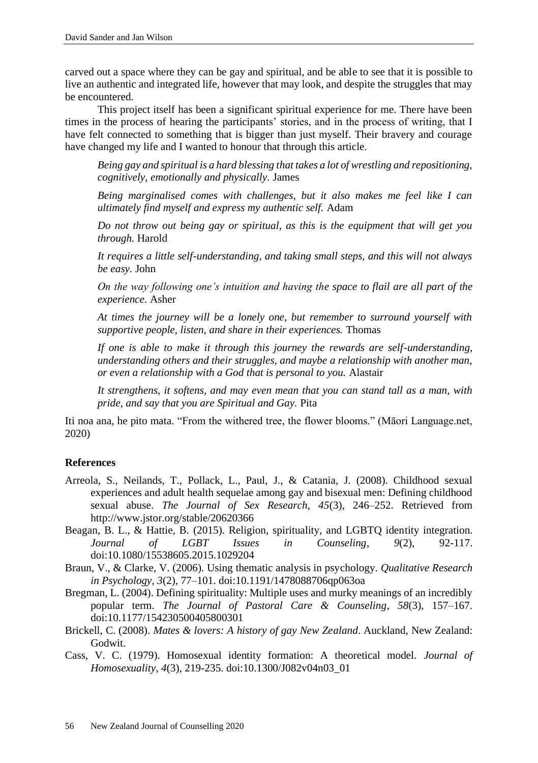carved out a space where they can be gay and spiritual, and be able to see that it is possible to live an authentic and integrated life, however that may look, and despite the struggles that may be encountered.

This project itself has been a significant spiritual experience for me. There have been times in the process of hearing the participants' stories, and in the process of writing, that I have felt connected to something that is bigger than just myself. Their bravery and courage have changed my life and I wanted to honour that through this article.

> *Being gay and spiritual is a hard blessing that takes a lot of wrestling and repositioning, cognitively, emotionally and physically.* James
>
> *Being marginalised comes with challenges, but it also makes me feel like I can ultimately find myself and express my authentic self.* Adam
>
> *Do not throw out being gay or spiritual, as this is the equipment that will get you through.* Harold
>
> *It requires a little self-understanding, and taking small steps, and this will not always be easy.* John
>
> *On the way following one's intuition and having the space to flail are all part of the experience.* Asher
>
> *At times the journey will be a lonely one, but remember to surround yourself with supportive people, listen, and share in their experiences.* Thomas
>
> *If one is able to make it through this journey the rewards are self-understanding, understanding others and their struggles, and maybe a relationship with another man, or even a relationship with a God that is personal to you.* Alastair
>
> *It strengthens, it softens, and may even mean that you can stand tall as a man, with pride, and say that you are Spiritual and Gay.* Pita

Iti noa ana, he pito mata. "From the withered tree, the flower blooms." (Māori Language.net, 2020)

### References

Arreola, S., Neilands, T., Pollack, L., Paul, J., & Catania, J. (2008). Childhood sexual experiences and adult health sequelae among gay and bisexual men: Defining childhood sexual abuse. *The Journal of Sex Research*, *45*(3), 246–252. Retrieved from http://www.jstor.org/stable/20620366

Beagan, B. L., & Hattie, B. (2015). Religion, spirituality, and LGBTQ identity integration. *Journal of LGBT Issues in Counseling*, *9*(2), 92-117. doi:10.1080/15538605.2015.1029204

Braun, V., & Clarke, V. (2006). Using thematic analysis in psychology. *Qualitative Research in Psychology*, *3*(2), 77–101. doi:10.1191/1478088706qp063oa

Bregman, L. (2004). Defining spirituality: Multiple uses and murky meanings of an incredibly popular term. *The Journal of Pastoral Care & Counseling*, *58*(3), 157–167. doi:10.1177/154230500405800301

Brickell, C. (2008). *Mates & lovers: A history of gay New Zealand*. Auckland, New Zealand: Godwit.

Cass, V. C. (1979). Homosexual identity formation: A theoretical model. *Journal of Homosexuality*, *4*(3), 219-235. doi:10.1300/J082v04n03_01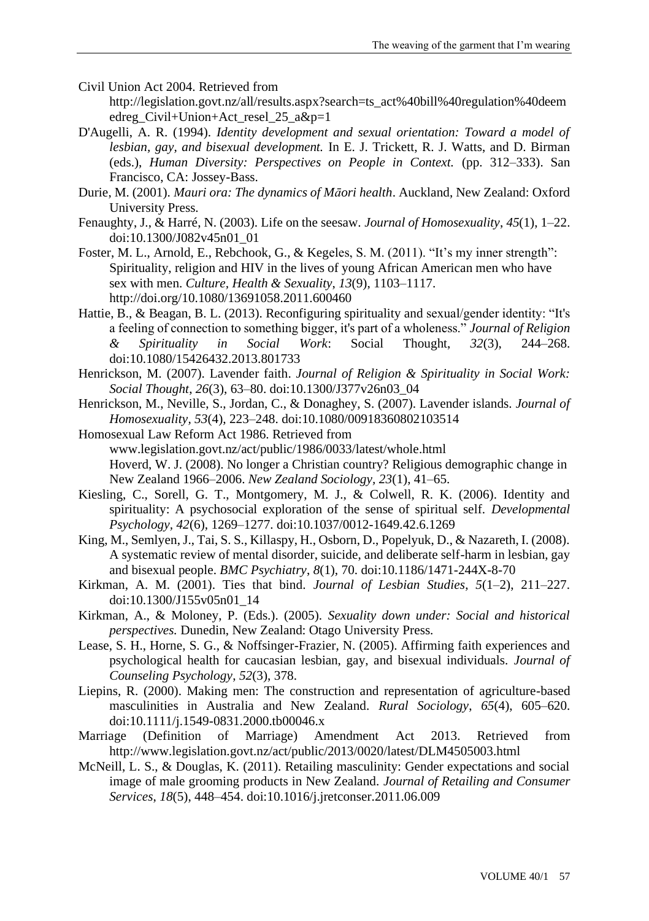Civil Union Act 2004. Retrieved from http://legislation.govt.nz/all/results.aspx?search=ts_act%40bill%40regulation%40deemedreg_Civil+Union+Act_resel_25_a&p=1

D'Augelli, A. R. (1994). *Identity development and sexual orientation: Toward a model of lesbian, gay, and bisexual development.* In E. J. Trickett, R. J. Watts, and D. Birman (eds.), *Human Diversity: Perspectives on People in Context.* (pp. 312–333). San Francisco, CA: Jossey-Bass.

Durie, M. (2001). *Mauri ora: The dynamics of Māori health*. Auckland, New Zealand: Oxford University Press.

Fenaughty, J., & Harré, N. (2003). Life on the seesaw. *Journal of Homosexuality*, *45*(1), 1–22. doi:10.1300/J082v45n01_01

Foster, M. L., Arnold, E., Rebchook, G., & Kegeles, S. M. (2011). "It's my inner strength": Spirituality, religion and HIV in the lives of young African American men who have sex with men. *Culture, Health & Sexuality*, *13*(9), 1103–1117. http://doi.org/10.1080/13691058.2011.600460

Hattie, B., & Beagan, B. L. (2013). Reconfiguring spirituality and sexual/gender identity: "It's a feeling of connection to something bigger, it's part of a wholeness." *Journal of Religion & Spirituality in Social Work*: Social Thought, *32*(3), 244–268. doi:10.1080/15426432.2013.801733

Henrickson, M. (2007). Lavender faith. *Journal of Religion & Spirituality in Social Work: Social Thought*, *26*(3), 63–80. doi:10.1300/J377v26n03_04

Henrickson, M., Neville, S., Jordan, C., & Donaghey, S. (2007). Lavender islands. *Journal of Homosexuality*, *53*(4), 223–248. doi:10.1080/00918360802103514

Homosexual Law Reform Act 1986. Retrieved from www.legislation.govt.nz/act/public/1986/0033/latest/whole.html

Hoverd, W. J. (2008). No longer a Christian country? Religious demographic change in New Zealand 1966–2006. *New Zealand Sociology, 23*(1), 41–65.

Kiesling, C., Sorell, G. T., Montgomery, M. J., & Colwell, R. K. (2006). Identity and spirituality: A psychosocial exploration of the sense of spiritual self. *Developmental Psychology*, *42*(6), 1269–1277. doi:10.1037/0012-1649.42.6.1269

King, M., Semlyen, J., Tai, S. S., Killaspy, H., Osborn, D., Popelyuk, D., & Nazareth, I. (2008). A systematic review of mental disorder, suicide, and deliberate self-harm in lesbian, gay and bisexual people. *BMC Psychiatry*, *8*(1), 70. doi:10.1186/1471-244X-8-70

Kirkman, A. M. (2001). Ties that bind. *Journal of Lesbian Studies*, *5*(1–2), 211–227. doi:10.1300/J155v05n01_14

Kirkman, A., & Moloney, P. (Eds.). (2005). *Sexuality down under: Social and historical perspectives.* Dunedin, New Zealand: Otago University Press.

Lease, S. H., Horne, S. G., & Noffsinger-Frazier, N. (2005). Affirming faith experiences and psychological health for caucasian lesbian, gay, and bisexual individuals. *Journal of Counseling Psychology*, *52*(3), 378.

Liepins, R. (2000). Making men: The construction and representation of agriculture-based masculinities in Australia and New Zealand. *Rural Sociology*, *65*(4), 605–620. doi:10.1111/j.1549-0831.2000.tb00046.x

Marriage (Definition of Marriage) Amendment Act 2013. Retrieved from http://www.legislation.govt.nz/act/public/2013/0020/latest/DLM4505003.html

McNeill, L. S., & Douglas, K. (2011). Retailing masculinity: Gender expectations and social image of male grooming products in New Zealand. *Journal of Retailing and Consumer Services*, *18*(5), 448–454. doi:10.1016/j.jretconser.2011.06.009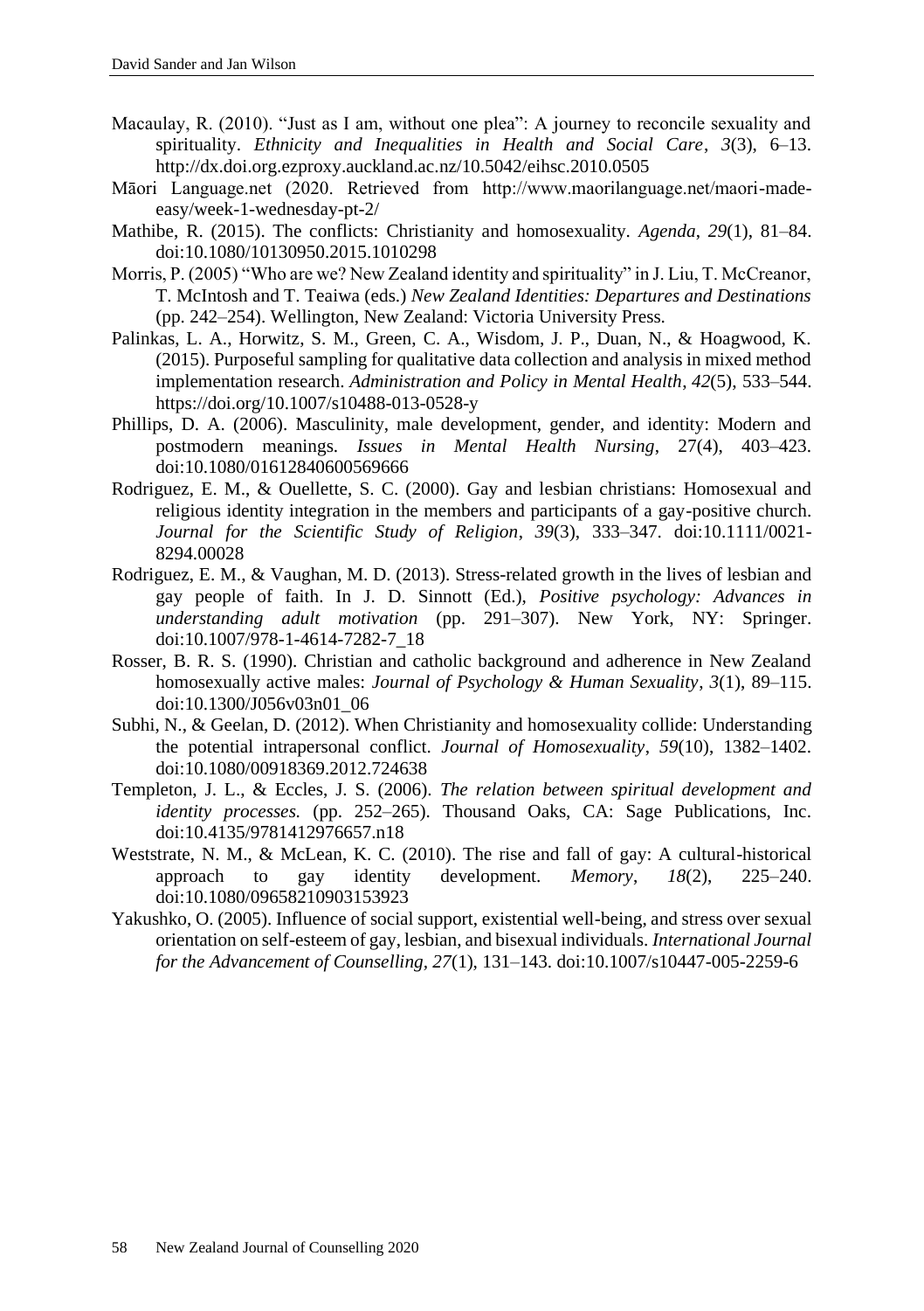Macaulay, R. (2010). "Just as I am, without one plea": A journey to reconcile sexuality and spirituality. *Ethnicity and Inequalities in Health and Social Care*, *3*(3), 6–13. http://dx.doi.org.ezproxy.auckland.ac.nz/10.5042/eihsc.2010.0505

Māori Language.net (2020. Retrieved from http://www.maorilanguage.net/maori-made-easy/week-1-wednesday-pt-2/

Mathibe, R. (2015). The conflicts: Christianity and homosexuality. *Agenda*, *29*(1), 81–84. doi:10.1080/10130950.2015.1010298

Morris, P. (2005) "Who are we? New Zealand identity and spirituality" in J. Liu, T. McCreanor, T. McIntosh and T. Teaiwa (eds.) *New Zealand Identities: Departures and Destinations* (pp. 242–254). Wellington, New Zealand: Victoria University Press.

Palinkas, L. A., Horwitz, S. M., Green, C. A., Wisdom, J. P., Duan, N., & Hoagwood, K. (2015). Purposeful sampling for qualitative data collection and analysis in mixed method implementation research. *Administration and Policy in Mental Health*, *42*(5), 533–544. https://doi.org/10.1007/s10488-013-0528-y

Phillips, D. A. (2006). Masculinity, male development, gender, and identity: Modern and postmodern meanings. *Issues in Mental Health Nursing*, 27(4), 403–423. doi:10.1080/01612840600569666

Rodriguez, E. M., & Ouellette, S. C. (2000). Gay and lesbian christians: Homosexual and religious identity integration in the members and participants of a gay-positive church. *Journal for the Scientific Study of Religion*, *39*(3), 333–347. doi:10.1111/0021-8294.00028

Rodriguez, E. M., & Vaughan, M. D. (2013). Stress-related growth in the lives of lesbian and gay people of faith. In J. D. Sinnott (Ed.), *Positive psychology: Advances in understanding adult motivation* (pp. 291–307). New York, NY: Springer. doi:10.1007/978-1-4614-7282-7_18

Rosser, B. R. S. (1990). Christian and catholic background and adherence in New Zealand homosexually active males: *Journal of Psychology & Human Sexuality*, *3*(1), 89–115. doi:10.1300/J056v03n01_06

Subhi, N., & Geelan, D. (2012). When Christianity and homosexuality collide: Understanding the potential intrapersonal conflict. *Journal of Homosexuality*, *59*(10), 1382–1402. doi:10.1080/00918369.2012.724638

Templeton, J. L., & Eccles, J. S. (2006). *The relation between spiritual development and identity processes.* (pp. 252–265). Thousand Oaks, CA: Sage Publications, Inc. doi:10.4135/9781412976657.n18

Weststrate, N. M., & McLean, K. C. (2010). The rise and fall of gay: A cultural-historical approach to gay identity development. *Memory*, *18*(2), 225–240. doi:10.1080/09658210903153923

Yakushko, O. (2005). Influence of social support, existential well-being, and stress over sexual orientation on self-esteem of gay, lesbian, and bisexual individuals. *International Journal for the Advancement of Counselling*, *27*(1), 131–143. doi:10.1007/s10447-005-2259-6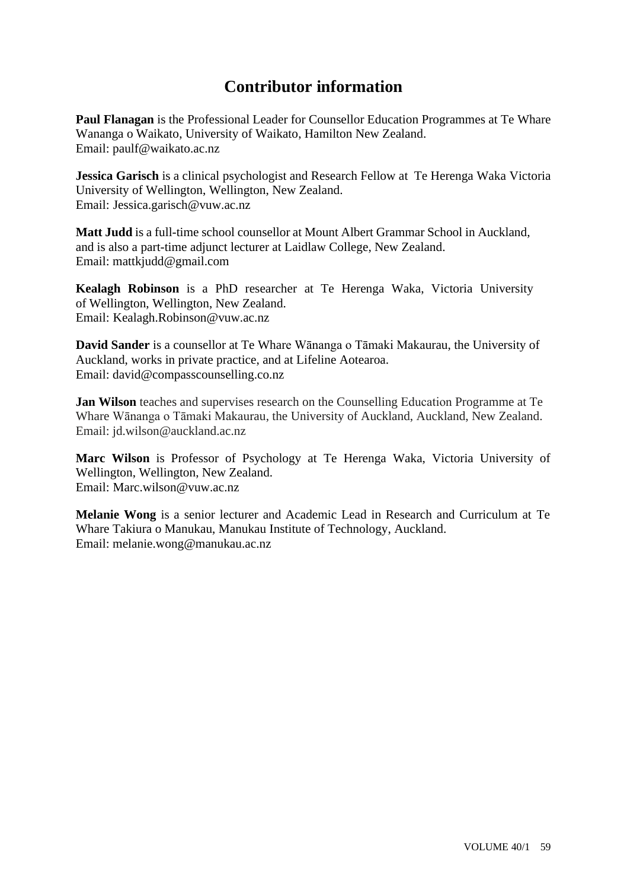# Contributor information

**Paul Flanagan** is the Professional Leader for Counsellor Education Programmes at Te Whare Wananga o Waikato, University of Waikato, Hamilton New Zealand.
Email: paulf@waikato.ac.nz

**Jessica Garisch** is a clinical psychologist and Research Fellow at Te Herenga Waka Victoria University of Wellington, Wellington, New Zealand.
Email: Jessica.garisch@vuw.ac.nz

**Matt Judd** is a full-time school counsellor at Mount Albert Grammar School in Auckland, and is also a part-time adjunct lecturer at Laidlaw College, New Zealand.
Email: mattkjudd@gmail.com

**Kealagh Robinson** is a PhD researcher at Te Herenga Waka, Victoria University of Wellington, Wellington, New Zealand.
Email: Kealagh.Robinson@vuw.ac.nz

**David Sander** is a counsellor at Te Whare Wānanga o Tāmaki Makaurau, the University of Auckland, works in private practice, and at Lifeline Aotearoa.
Email: david@compasscounselling.co.nz

**Jan Wilson** teaches and supervises research on the Counselling Education Programme at Te Whare Wānanga o Tāmaki Makaurau, the University of Auckland, Auckland, New Zealand.
Email: jd.wilson@auckland.ac.nz

**Marc Wilson** is Professor of Psychology at Te Herenga Waka, Victoria University of Wellington, Wellington, New Zealand.
Email: Marc.wilson@vuw.ac.nz

**Melanie Wong** is a senior lecturer and Academic Lead in Research and Curriculum at Te Whare Takiura o Manukau, Manukau Institute of Technology, Auckland.
Email: melanie.wong@manukau.ac.nz